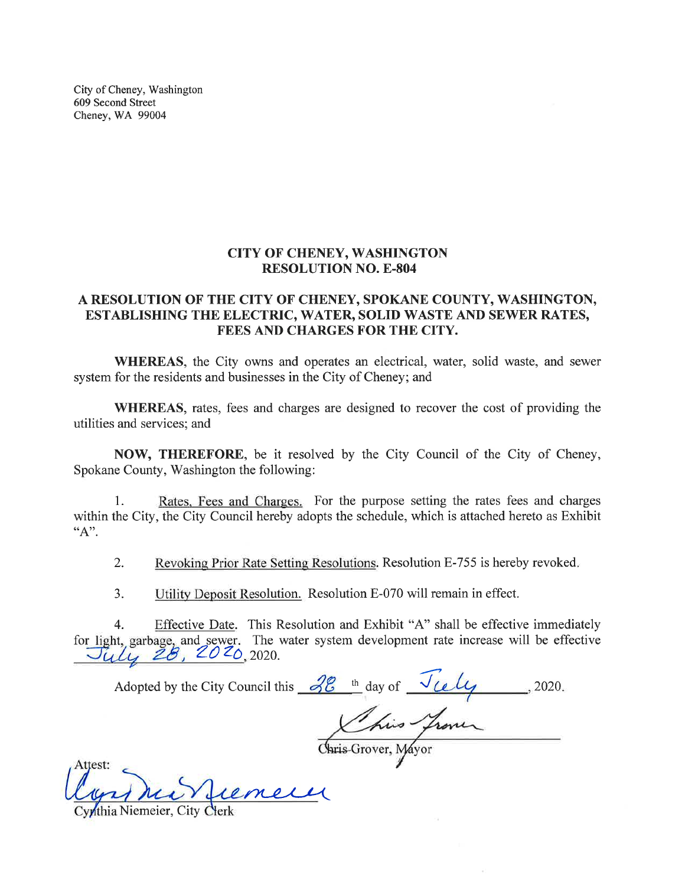City of Cheney, Washington
609 Second Street
Cheney, WA 99004

## CITY OF CHENEY, WASHINGTON
## RESOLUTION NO. E-804

### A RESOLUTION OF THE CITY OF CHENEY, SPOKANE COUNTY, WASHINGTON, ESTABLISHING THE ELECTRIC, WATER, SOLID WASTE AND SEWER RATES, FEES AND CHARGES FOR THE CITY.

**WHEREAS**, the City owns and operates an electrical, water, solid waste, and sewer system for the residents and businesses in the City of Cheney; and

**WHEREAS**, rates, fees and charges are designed to recover the cost of providing the utilities and services; and

**NOW, THEREFORE**, be it resolved by the City Council of the City of Cheney, Spokane County, Washington the following:

1. Rates, Fees and Charges. For the purpose setting the rates fees and charges within the City, the City Council hereby adopts the schedule, which is attached hereto as Exhibit "A".

2. Revoking Prior Rate Setting Resolutions. Resolution E-755 is hereby revoked.

3. Utility Deposit Resolution. Resolution E-070 will remain in effect.

4. Effective Date. This Resolution and Exhibit "A" shall be effective immediately for light, garbage, and sewer. The water system development rate increase will be effective July 28, 2020, 2020.

Adopted by the City Council this 28 th day of July, 2020.

Chris Grover, Mayor

Attest:

Cynthia Niemeier, City Clerk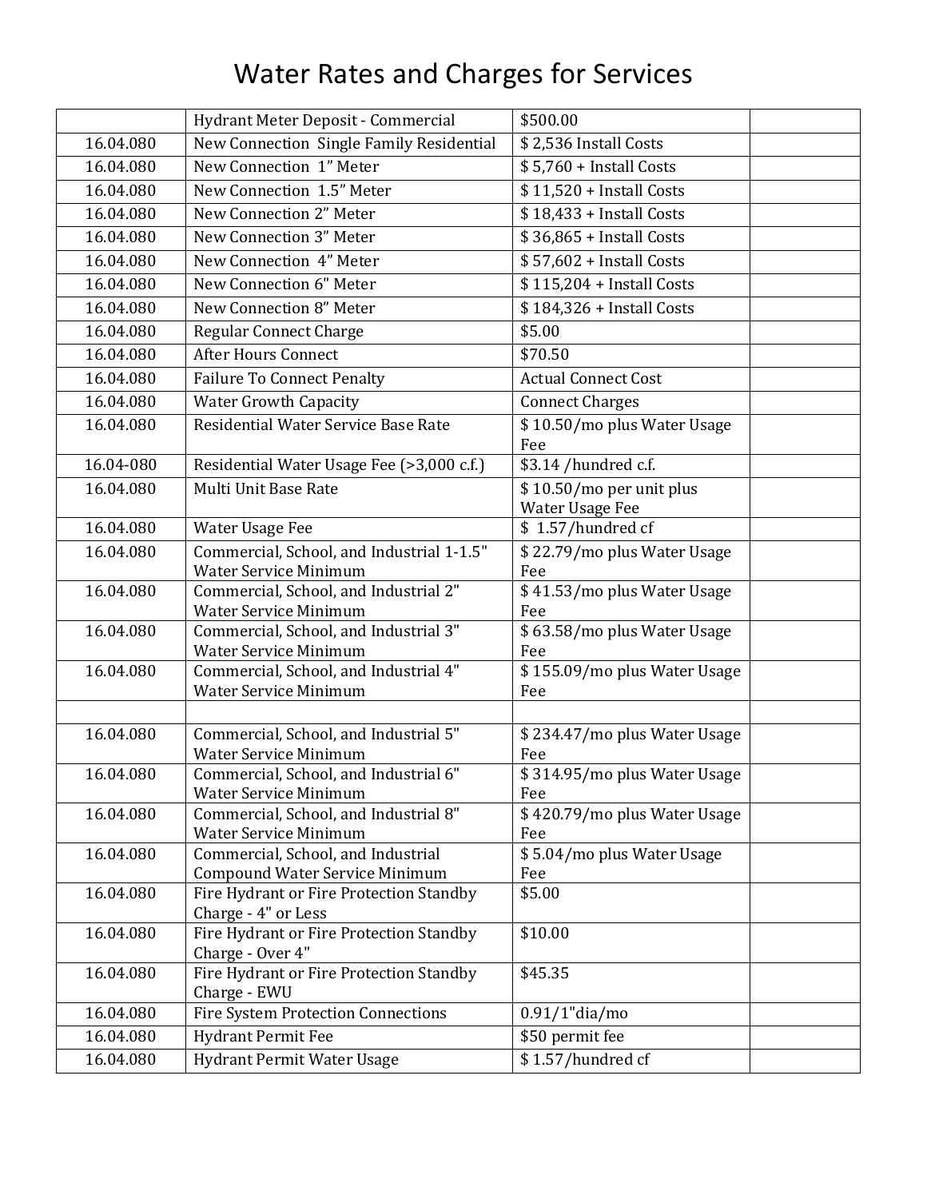# Water Rates and Charges for Services

| | | | |
|---|---|---|---|
| | Hydrant Meter Deposit - Commercial | $500.00 | |
| 16.04.080 | New Connection Single Family Residential | $ 2,536 Install Costs | |
| 16.04.080 | New Connection 1" Meter | $ 5,760 + Install Costs | |
| 16.04.080 | New Connection 1.5" Meter | $ 11,520 + Install Costs | |
| 16.04.080 | New Connection 2" Meter | $ 18,433 + Install Costs | |
| 16.04.080 | New Connection 3" Meter | $ 36,865 + Install Costs | |
| 16.04.080 | New Connection 4" Meter | $ 57,602 + Install Costs | |
| 16.04.080 | New Connection 6" Meter | $ 115,204 + Install Costs | |
| 16.04.080 | New Connection 8" Meter | $ 184,326 + Install Costs | |
| 16.04.080 | Regular Connect Charge | $5.00 | |
| 16.04.080 | After Hours Connect | $70.50 | |
| 16.04.080 | Failure To Connect Penalty | Actual Connect Cost | |
| 16.04.080 | Water Growth Capacity | Connect Charges | |
| 16.04.080 | Residential Water Service Base Rate | $ 10.50/mo plus Water Usage Fee | |
| 16.04-080 | Residential Water Usage Fee (>3,000 c.f.) | $3.14 /hundred c.f. | |
| 16.04.080 | Multi Unit Base Rate | $ 10.50/mo per unit plus Water Usage Fee | |
| 16.04.080 | Water Usage Fee | $ 1.57/hundred cf | |
| 16.04.080 | Commercial, School, and Industrial 1-1.5" Water Service Minimum | $ 22.79/mo plus Water Usage Fee | |
| 16.04.080 | Commercial, School, and Industrial 2" Water Service Minimum | $ 41.53/mo plus Water Usage Fee | |
| 16.04.080 | Commercial, School, and Industrial 3" Water Service Minimum | $ 63.58/mo plus Water Usage Fee | |
| 16.04.080 | Commercial, School, and Industrial 4" Water Service Minimum | $ 155.09/mo plus Water Usage Fee | |
| | | | |
| 16.04.080 | Commercial, School, and Industrial 5" Water Service Minimum | $ 234.47/mo plus Water Usage Fee | |
| 16.04.080 | Commercial, School, and Industrial 6" Water Service Minimum | $ 314.95/mo plus Water Usage Fee | |
| 16.04.080 | Commercial, School, and Industrial 8" Water Service Minimum | $ 420.79/mo plus Water Usage Fee | |
| 16.04.080 | Commercial, School, and Industrial Compound Water Service Minimum | $ 5.04/mo plus Water Usage Fee | |
| 16.04.080 | Fire Hydrant or Fire Protection Standby Charge - 4" or Less | $5.00 | |
| 16.04.080 | Fire Hydrant or Fire Protection Standby Charge - Over 4" | $10.00 | |
| 16.04.080 | Fire Hydrant or Fire Protection Standby Charge - EWU | $45.35 | |
| 16.04.080 | Fire System Protection Connections | 0.91/1"dia/mo | |
| 16.04.080 | Hydrant Permit Fee | $50 permit fee | |
| 16.04.080 | Hydrant Permit Water Usage | $ 1.57/hundred cf | |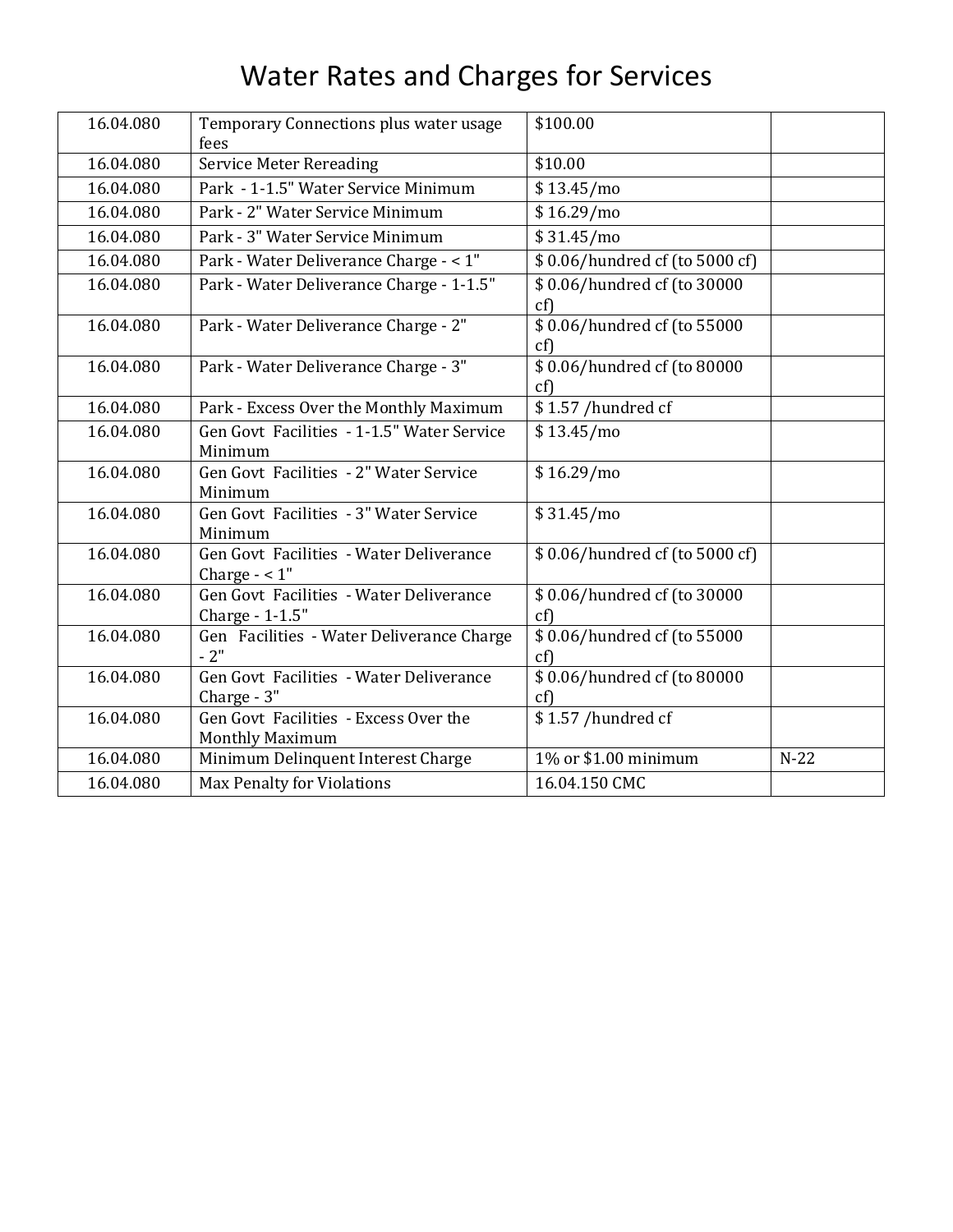# Water Rates and Charges for Services

| | | | |
|---|---|---|---|
| 16.04.080 | Temporary Connections plus water usage fees | $100.00 | |
| 16.04.080 | Service Meter Rereading | $10.00 | |
| 16.04.080 | Park - 1-1.5" Water Service Minimum | $ 13.45/mo | |
| 16.04.080 | Park - 2" Water Service Minimum | $ 16.29/mo | |
| 16.04.080 | Park - 3" Water Service Minimum | $ 31.45/mo | |
| 16.04.080 | Park - Water Deliverance Charge - < 1" | $ 0.06/hundred cf (to 5000 cf) | |
| 16.04.080 | Park - Water Deliverance Charge - 1-1.5" | $ 0.06/hundred cf (to 30000 cf) | |
| 16.04.080 | Park - Water Deliverance Charge - 2" | $ 0.06/hundred cf (to 55000 cf) | |
| 16.04.080 | Park - Water Deliverance Charge - 3" | $ 0.06/hundred cf (to 80000 cf) | |
| 16.04.080 | Park - Excess Over the Monthly Maximum | $ 1.57 /hundred cf | |
| 16.04.080 | Gen Govt Facilities - 1-1.5" Water Service Minimum | $ 13.45/mo | |
| 16.04.080 | Gen Govt Facilities - 2" Water Service Minimum | $ 16.29/mo | |
| 16.04.080 | Gen Govt Facilities - 3" Water Service Minimum | $ 31.45/mo | |
| 16.04.080 | Gen Govt Facilities - Water Deliverance Charge - < 1" | $ 0.06/hundred cf (to 5000 cf) | |
| 16.04.080 | Gen Govt Facilities - Water Deliverance Charge - 1-1.5" | $ 0.06/hundred cf (to 30000 cf) | |
| 16.04.080 | Gen Facilities - Water Deliverance Charge - 2" | $ 0.06/hundred cf (to 55000 cf) | |
| 16.04.080 | Gen Govt Facilities - Water Deliverance Charge - 3" | $ 0.06/hundred cf (to 80000 cf) | |
| 16.04.080 | Gen Govt Facilities - Excess Over the Monthly Maximum | $ 1.57 /hundred cf | |
| 16.04.080 | Minimum Delinquent Interest Charge | 1% or $1.00 minimum | N-22 |
| 16.04.080 | Max Penalty for Violations | 16.04.150 CMC | |